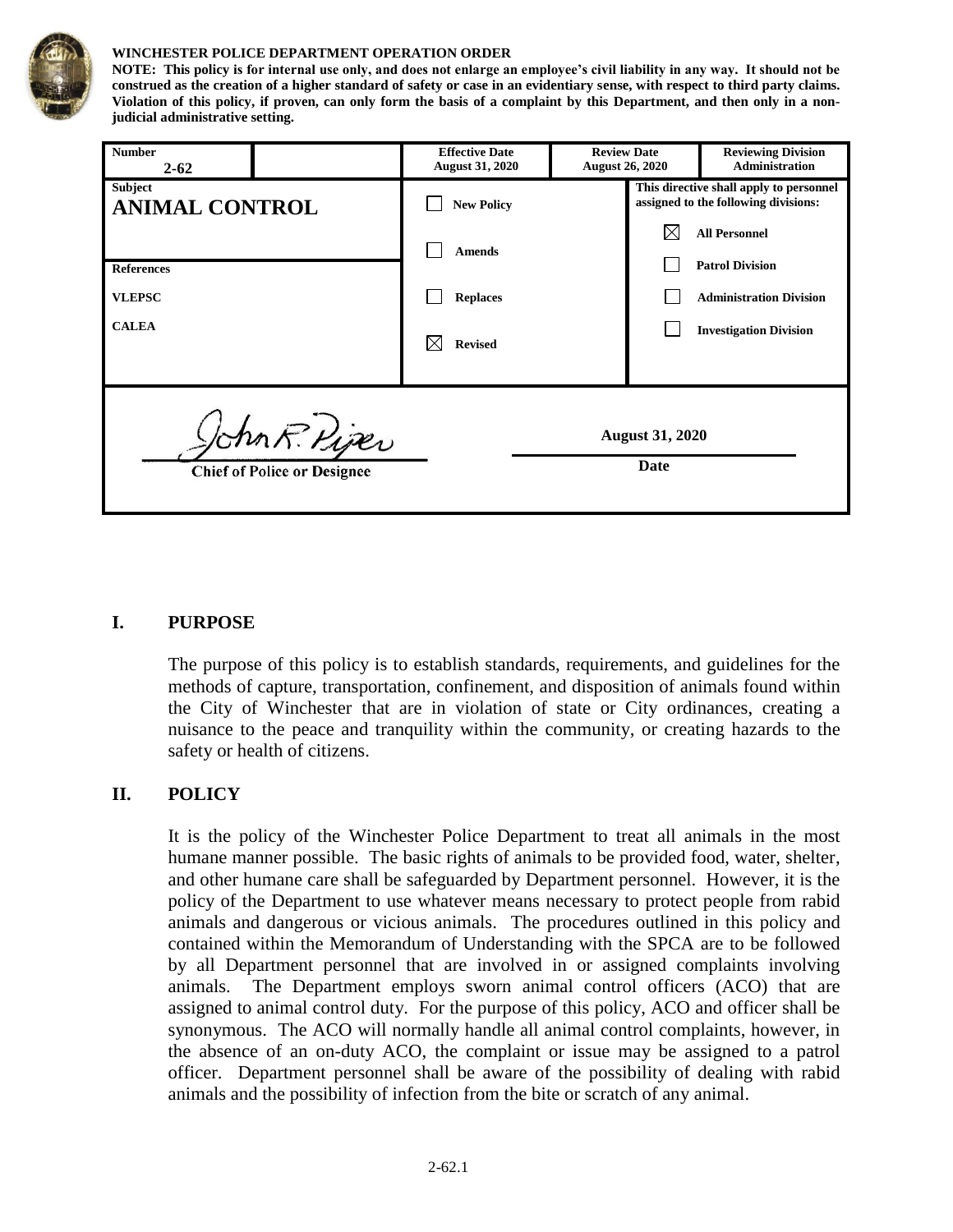**WINCHESTER POLICE DEPARTMENT OPERATION ORDER**

**NOTE: This policy is for internal use only, and does not enlarge an employee's civil liability in any way. It should not be construed as the creation of a higher standard of safety or case in an evidentiary sense, with respect to third party claims. Violation of this policy, if proven, can only form the basis of a complaint by this Department, and then only in a non-judicial administrative setting.**

| **Number** 2-62 | | **Effective Date** August 31, 2020 | **Review Date** August 26, 2020 | **Reviewing Division** Administration |
|---|---|---|---|---|
| **Subject** **ANIMAL CONTROL** | | ☐ **New Policy** | | **This directive shall apply to personnel assigned to the following divisions:** |
| | | ☐ **Amends** | | ☒ **All Personnel** |
| **References** | | | | ☐ **Patrol Division** |
| **VLEPSC** | | ☐ **Replaces** | | ☐ **Administration Division** |
| **CALEA** | | ☒ **Revised** | | ☐ **Investigation Division** |

John R. Piper
Chief of Police or Designee

August 31, 2020
Date

## I. PURPOSE

The purpose of this policy is to establish standards, requirements, and guidelines for the methods of capture, transportation, confinement, and disposition of animals found within the City of Winchester that are in violation of state or City ordinances, creating a nuisance to the peace and tranquility within the community, or creating hazards to the safety or health of citizens.

## II. POLICY

It is the policy of the Winchester Police Department to treat all animals in the most humane manner possible. The basic rights of animals to be provided food, water, shelter, and other humane care shall be safeguarded by Department personnel. However, it is the policy of the Department to use whatever means necessary to protect people from rabid animals and dangerous or vicious animals. The procedures outlined in this policy and contained within the Memorandum of Understanding with the SPCA are to be followed by all Department personnel that are involved in or assigned complaints involving animals. The Department employs sworn animal control officers (ACO) that are assigned to animal control duty. For the purpose of this policy, ACO and officer shall be synonymous. The ACO will normally handle all animal control complaints, however, in the absence of an on-duty ACO, the complaint or issue may be assigned to a patrol officer. Department personnel shall be aware of the possibility of dealing with rabid animals and the possibility of infection from the bite or scratch of any animal.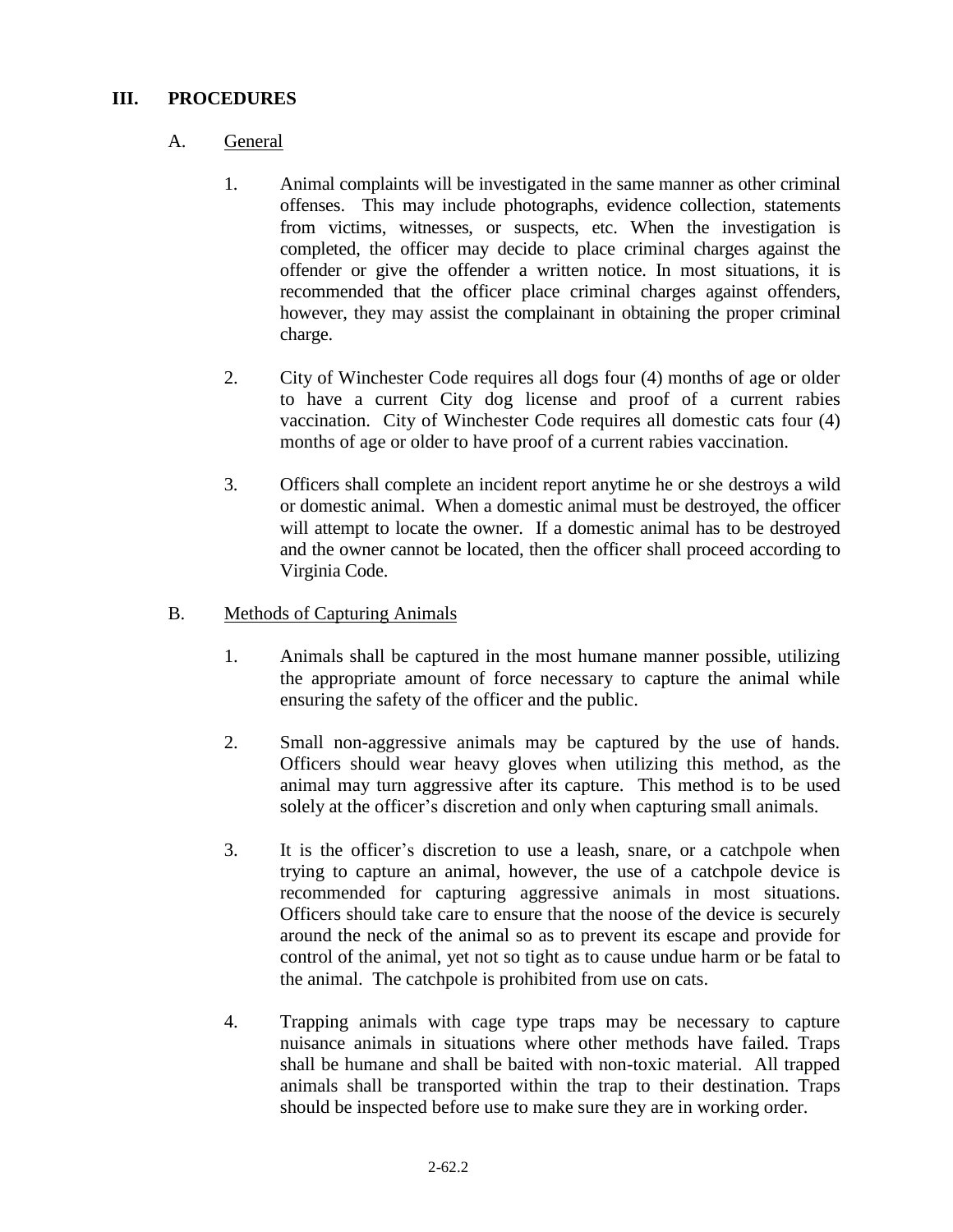## III. PROCEDURES

### A. General

1. Animal complaints will be investigated in the same manner as other criminal offenses. This may include photographs, evidence collection, statements from victims, witnesses, or suspects, etc. When the investigation is completed, the officer may decide to place criminal charges against the offender or give the offender a written notice. In most situations, it is recommended that the officer place criminal charges against offenders, however, they may assist the complainant in obtaining the proper criminal charge.

2. City of Winchester Code requires all dogs four (4) months of age or older to have a current City dog license and proof of a current rabies vaccination. City of Winchester Code requires all domestic cats four (4) months of age or older to have proof of a current rabies vaccination.

3. Officers shall complete an incident report anytime he or she destroys a wild or domestic animal. When a domestic animal must be destroyed, the officer will attempt to locate the owner. If a domestic animal has to be destroyed and the owner cannot be located, then the officer shall proceed according to Virginia Code.

### B. Methods of Capturing Animals

1. Animals shall be captured in the most humane manner possible, utilizing the appropriate amount of force necessary to capture the animal while ensuring the safety of the officer and the public.

2. Small non-aggressive animals may be captured by the use of hands. Officers should wear heavy gloves when utilizing this method, as the animal may turn aggressive after its capture. This method is to be used solely at the officer's discretion and only when capturing small animals.

3. It is the officer's discretion to use a leash, snare, or a catchpole when trying to capture an animal, however, the use of a catchpole device is recommended for capturing aggressive animals in most situations. Officers should take care to ensure that the noose of the device is securely around the neck of the animal so as to prevent its escape and provide for control of the animal, yet not so tight as to cause undue harm or be fatal to the animal. The catchpole is prohibited from use on cats.

4. Trapping animals with cage type traps may be necessary to capture nuisance animals in situations where other methods have failed. Traps shall be humane and shall be baited with non-toxic material. All trapped animals shall be transported within the trap to their destination. Traps should be inspected before use to make sure they are in working order.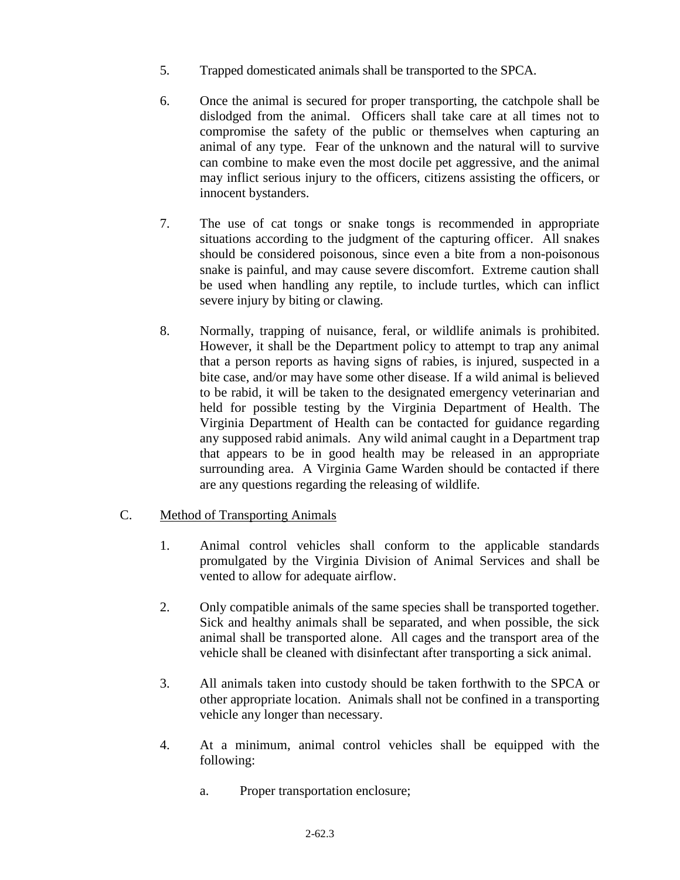5. Trapped domesticated animals shall be transported to the SPCA.

6. Once the animal is secured for proper transporting, the catchpole shall be dislodged from the animal. Officers shall take care at all times not to compromise the safety of the public or themselves when capturing an animal of any type. Fear of the unknown and the natural will to survive can combine to make even the most docile pet aggressive, and the animal may inflict serious injury to the officers, citizens assisting the officers, or innocent bystanders.

7. The use of cat tongs or snake tongs is recommended in appropriate situations according to the judgment of the capturing officer. All snakes should be considered poisonous, since even a bite from a non-poisonous snake is painful, and may cause severe discomfort. Extreme caution shall be used when handling any reptile, to include turtles, which can inflict severe injury by biting or clawing.

8. Normally, trapping of nuisance, feral, or wildlife animals is prohibited. However, it shall be the Department policy to attempt to trap any animal that a person reports as having signs of rabies, is injured, suspected in a bite case, and/or may have some other disease. If a wild animal is believed to be rabid, it will be taken to the designated emergency veterinarian and held for possible testing by the Virginia Department of Health. The Virginia Department of Health can be contacted for guidance regarding any supposed rabid animals. Any wild animal caught in a Department trap that appears to be in good health may be released in an appropriate surrounding area. A Virginia Game Warden should be contacted if there are any questions regarding the releasing of wildlife.

C. <u>Method of Transporting Animals</u>

1. Animal control vehicles shall conform to the applicable standards promulgated by the Virginia Division of Animal Services and shall be vented to allow for adequate airflow.

2. Only compatible animals of the same species shall be transported together. Sick and healthy animals shall be separated, and when possible, the sick animal shall be transported alone. All cages and the transport area of the vehicle shall be cleaned with disinfectant after transporting a sick animal.

3. All animals taken into custody should be taken forthwith to the SPCA or other appropriate location. Animals shall not be confined in a transporting vehicle any longer than necessary.

4. At a minimum, animal control vehicles shall be equipped with the following:

   a. Proper transportation enclosure;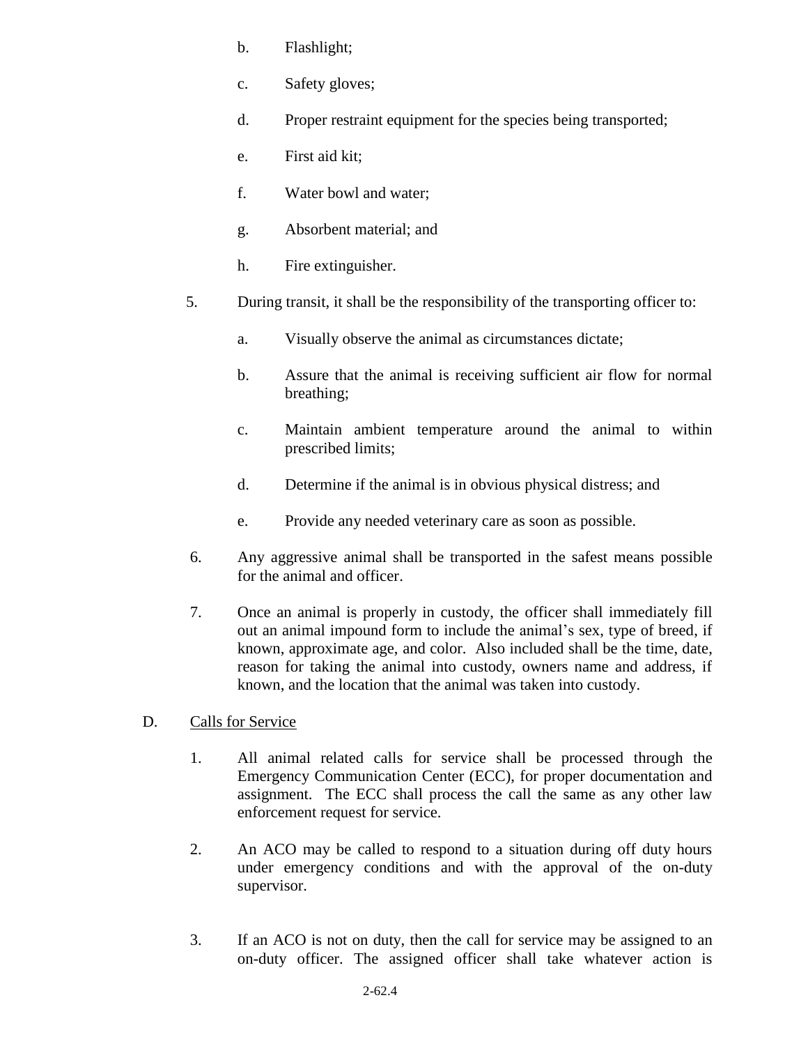b. Flashlight;

c. Safety gloves;

d. Proper restraint equipment for the species being transported;

e. First aid kit;

f. Water bowl and water;

g. Absorbent material; and

h. Fire extinguisher.

5. During transit, it shall be the responsibility of the transporting officer to:

   a. Visually observe the animal as circumstances dictate;

   b. Assure that the animal is receiving sufficient air flow for normal breathing;

   c. Maintain ambient temperature around the animal to within prescribed limits;

   d. Determine if the animal is in obvious physical distress; and

   e. Provide any needed veterinary care as soon as possible.

6. Any aggressive animal shall be transported in the safest means possible for the animal and officer.

7. Once an animal is properly in custody, the officer shall immediately fill out an animal impound form to include the animal's sex, type of breed, if known, approximate age, and color. Also included shall be the time, date, reason for taking the animal into custody, owners name and address, if known, and the location that the animal was taken into custody.

D. <u>Calls for Service</u>

1. All animal related calls for service shall be processed through the Emergency Communication Center (ECC), for proper documentation and assignment. The ECC shall process the call the same as any other law enforcement request for service.

2. An ACO may be called to respond to a situation during off duty hours under emergency conditions and with the approval of the on-duty supervisor.

3. If an ACO is not on duty, then the call for service may be assigned to an on-duty officer. The assigned officer shall take whatever action is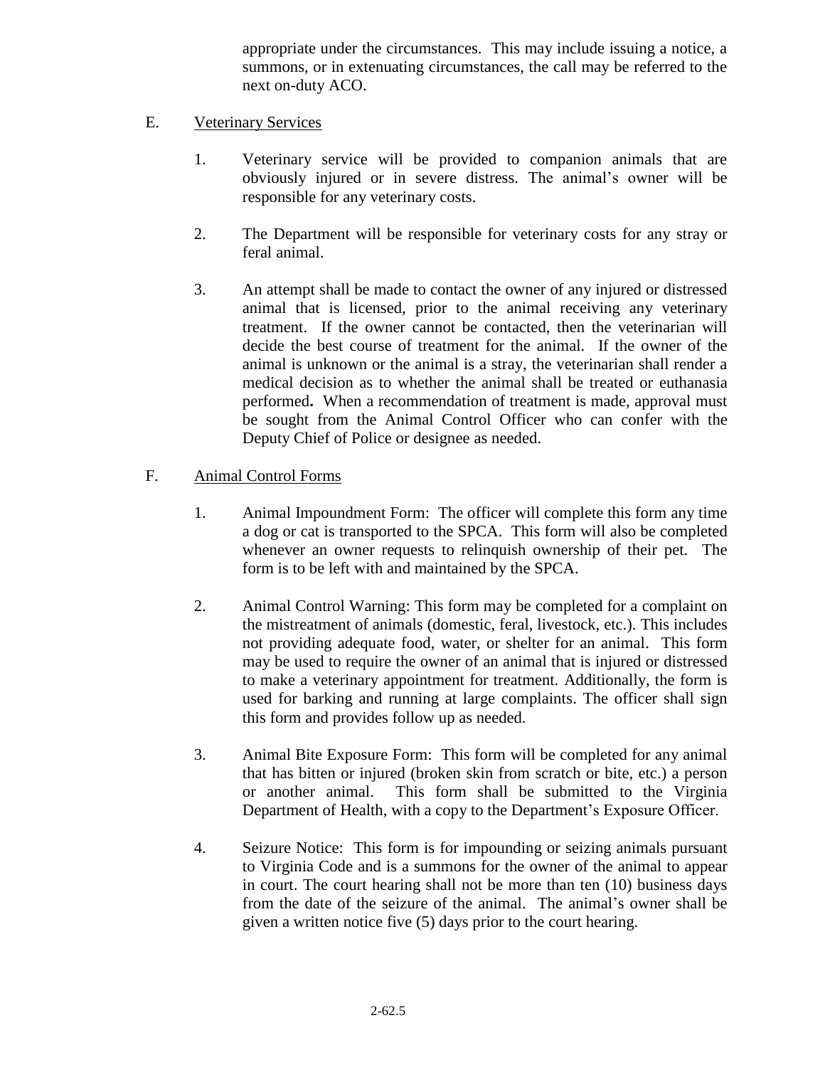appropriate under the circumstances. This may include issuing a notice, a summons, or in extenuating circumstances, the call may be referred to the next on-duty ACO.

E. Veterinary Services

1. Veterinary service will be provided to companion animals that are obviously injured or in severe distress. The animal's owner will be responsible for any veterinary costs.

2. The Department will be responsible for veterinary costs for any stray or feral animal.

3. An attempt shall be made to contact the owner of any injured or distressed animal that is licensed, prior to the animal receiving any veterinary treatment. If the owner cannot be contacted, then the veterinarian will decide the best course of treatment for the animal. If the owner of the animal is unknown or the animal is a stray, the veterinarian shall render a medical decision as to whether the animal shall be treated or euthanasia performed**.** When a recommendation of treatment is made, approval must be sought from the Animal Control Officer who can confer with the Deputy Chief of Police or designee as needed.

F. Animal Control Forms

1. Animal Impoundment Form: The officer will complete this form any time a dog or cat is transported to the SPCA. This form will also be completed whenever an owner requests to relinquish ownership of their pet. The form is to be left with and maintained by the SPCA.

2. Animal Control Warning: This form may be completed for a complaint on the mistreatment of animals (domestic, feral, livestock, etc.). This includes not providing adequate food, water, or shelter for an animal. This form may be used to require the owner of an animal that is injured or distressed to make a veterinary appointment for treatment. Additionally, the form is used for barking and running at large complaints. The officer shall sign this form and provides follow up as needed.

3. Animal Bite Exposure Form: This form will be completed for any animal that has bitten or injured (broken skin from scratch or bite, etc.) a person or another animal. This form shall be submitted to the Virginia Department of Health, with a copy to the Department's Exposure Officer.

4. Seizure Notice: This form is for impounding or seizing animals pursuant to Virginia Code and is a summons for the owner of the animal to appear in court. The court hearing shall not be more than ten (10) business days from the date of the seizure of the animal. The animal's owner shall be given a written notice five (5) days prior to the court hearing.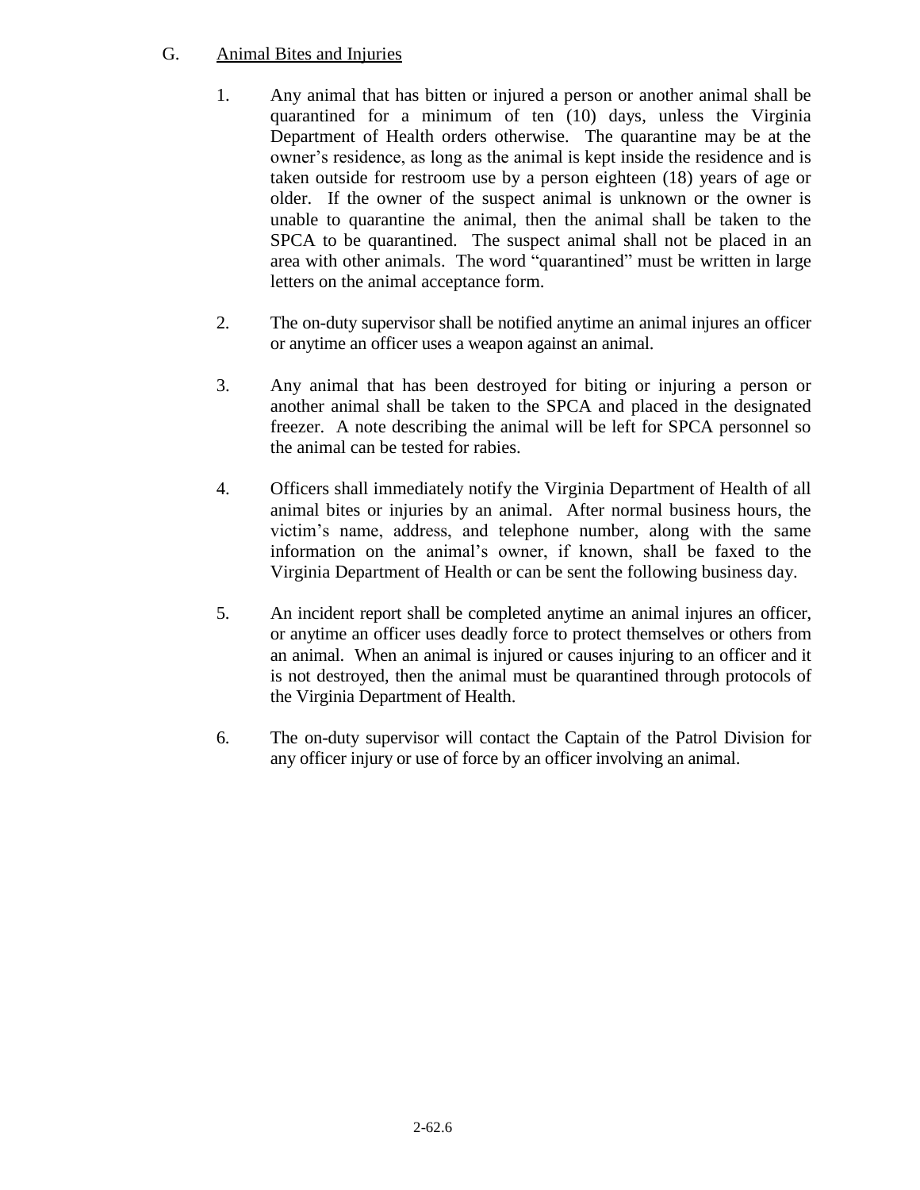G. Animal Bites and Injuries

1. Any animal that has bitten or injured a person or another animal shall be quarantined for a minimum of ten (10) days, unless the Virginia Department of Health orders otherwise. The quarantine may be at the owner's residence, as long as the animal is kept inside the residence and is taken outside for restroom use by a person eighteen (18) years of age or older. If the owner of the suspect animal is unknown or the owner is unable to quarantine the animal, then the animal shall be taken to the SPCA to be quarantined. The suspect animal shall not be placed in an area with other animals. The word "quarantined" must be written in large letters on the animal acceptance form.

2. The on-duty supervisor shall be notified anytime an animal injures an officer or anytime an officer uses a weapon against an animal.

3. Any animal that has been destroyed for biting or injuring a person or another animal shall be taken to the SPCA and placed in the designated freezer. A note describing the animal will be left for SPCA personnel so the animal can be tested for rabies.

4. Officers shall immediately notify the Virginia Department of Health of all animal bites or injuries by an animal. After normal business hours, the victim's name, address, and telephone number, along with the same information on the animal's owner, if known, shall be faxed to the Virginia Department of Health or can be sent the following business day.

5. An incident report shall be completed anytime an animal injures an officer, or anytime an officer uses deadly force to protect themselves or others from an animal. When an animal is injured or causes injuring to an officer and it is not destroyed, then the animal must be quarantined through protocols of the Virginia Department of Health.

6. The on-duty supervisor will contact the Captain of the Patrol Division for any officer injury or use of force by an officer involving an animal.